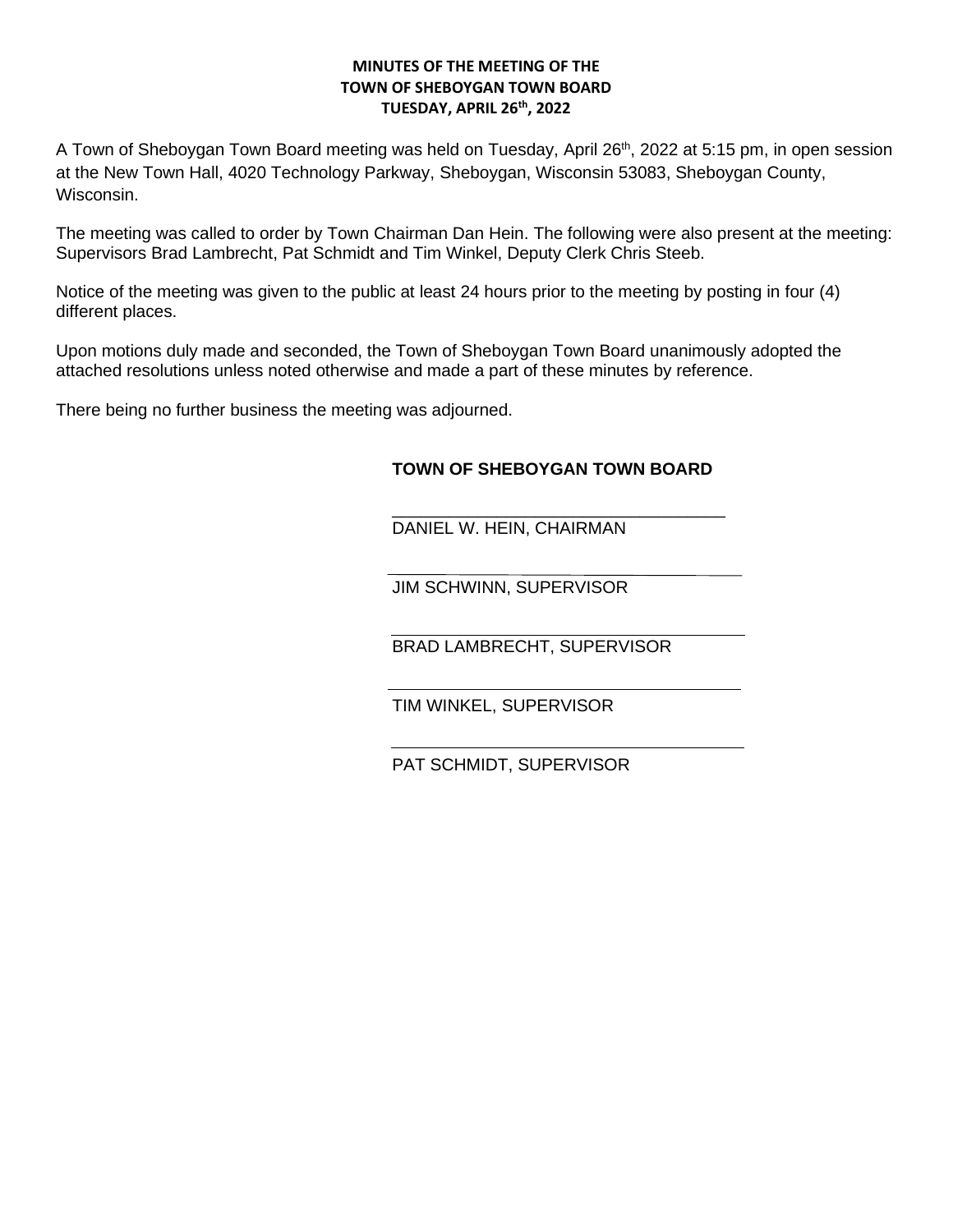**MINUTES OF THE MEETING OF THE**
**TOWN OF SHEBOYGAN TOWN BOARD**
**TUESDAY, APRIL 26th, 2022**

A Town of Sheboygan Town Board meeting was held on Tuesday, April 26th, 2022 at 5:15 pm, in open session at the New Town Hall, 4020 Technology Parkway, Sheboygan, Wisconsin 53083, Sheboygan County, Wisconsin.

The meeting was called to order by Town Chairman Dan Hein. The following were also present at the meeting: Supervisors Brad Lambrecht, Pat Schmidt and Tim Winkel, Deputy Clerk Chris Steeb.

Notice of the meeting was given to the public at least 24 hours prior to the meeting by posting in four (4) different places.

Upon motions duly made and seconded, the Town of Sheboygan Town Board unanimously adopted the attached resolutions unless noted otherwise and made a part of these minutes by reference.

There being no further business the meeting was adjourned.

**TOWN OF SHEBOYGAN TOWN BOARD**

\_\_\_\_\_\_\_\_\_\_\_\_\_\_\_\_\_\_\_\_\_\_\_\_\_\_\_\_\_\_\_\_\_\_\_
DANIEL W. HEIN, CHAIRMAN

\_\_\_\_\_\_\_\_\_\_\_\_\_\_\_\_\_\_\_\_\_\_\_\_\_\_\_\_\_\_\_\_\_\_\_
JIM SCHWINN, SUPERVISOR

\_\_\_\_\_\_\_\_\_\_\_\_\_\_\_\_\_\_\_\_\_\_\_\_\_\_\_\_\_\_\_\_\_\_\_
BRAD LAMBRECHT, SUPERVISOR

\_\_\_\_\_\_\_\_\_\_\_\_\_\_\_\_\_\_\_\_\_\_\_\_\_\_\_\_\_\_\_\_\_\_\_
TIM WINKEL, SUPERVISOR

\_\_\_\_\_\_\_\_\_\_\_\_\_\_\_\_\_\_\_\_\_\_\_\_\_\_\_\_\_\_\_\_\_\_\_
PAT SCHMIDT, SUPERVISOR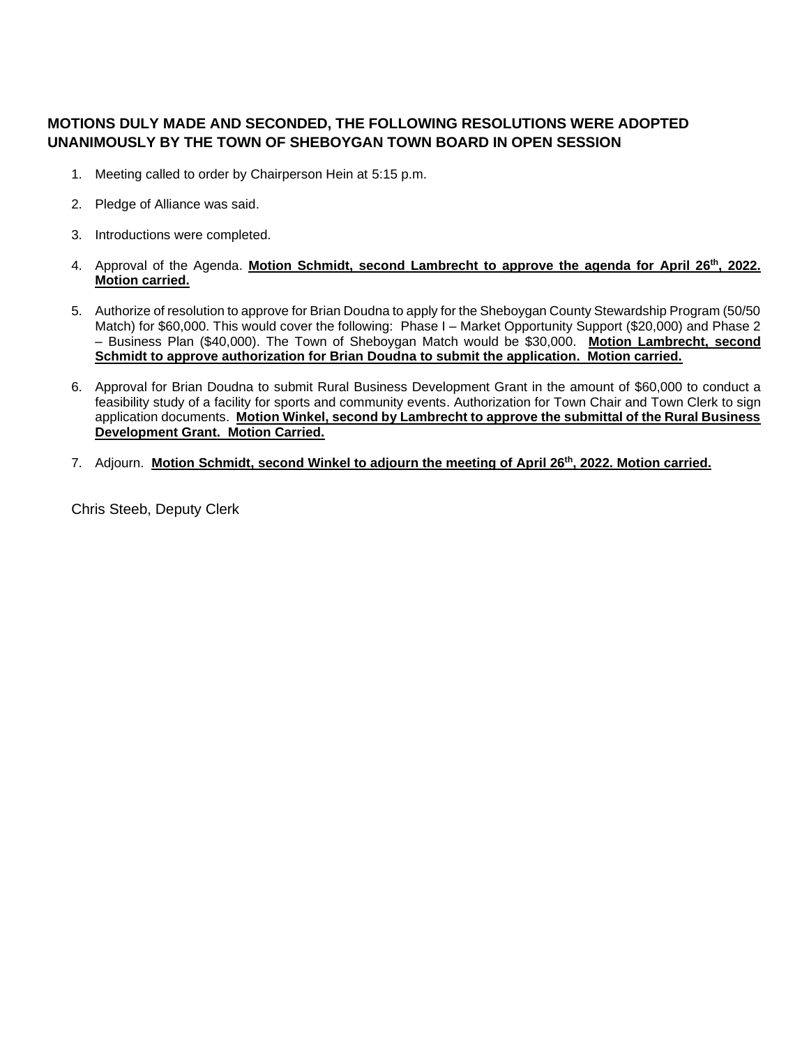**MOTIONS DULY MADE AND SECONDED, THE FOLLOWING RESOLUTIONS WERE ADOPTED UNANIMOUSLY BY THE TOWN OF SHEBOYGAN TOWN BOARD IN OPEN SESSION**

1. Meeting called to order by Chairperson Hein at 5:15 p.m.

2. Pledge of Alliance was said.

3. Introductions were completed.

4. Approval of the Agenda. **Motion Schmidt, second Lambrecht to approve the agenda for April 26th, 2022. Motion carried.**

5. Authorize of resolution to approve for Brian Doudna to apply for the Sheboygan County Stewardship Program (50/50 Match) for $60,000. This would cover the following: Phase I – Market Opportunity Support ($20,000) and Phase 2 – Business Plan ($40,000). The Town of Sheboygan Match would be $30,000. **Motion Lambrecht, second Schmidt to approve authorization for Brian Doudna to submit the application. Motion carried.**

6. Approval for Brian Doudna to submit Rural Business Development Grant in the amount of $60,000 to conduct a feasibility study of a facility for sports and community events. Authorization for Town Chair and Town Clerk to sign application documents. **Motion Winkel, second by Lambrecht to approve the submittal of the Rural Business Development Grant. Motion Carried.**

7. Adjourn. **Motion Schmidt, second Winkel to adjourn the meeting of April 26th, 2022. Motion carried.**

Chris Steeb, Deputy Clerk